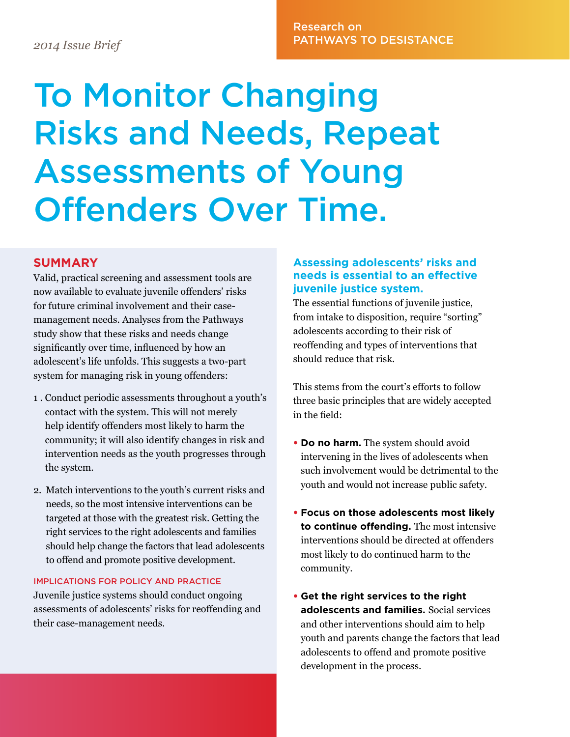*2014 Issue Brief*

Research on
PATHWAYS TO DESISTANCE

# To Monitor Changing Risks and Needs, Repeat Assessments of Young Offenders Over Time.

## SUMMARY

Valid, practical screening and assessment tools are now available to evaluate juvenile offenders' risks for future criminal involvement and their case-management needs. Analyses from the Pathways study show that these risks and needs change significantly over time, influenced by how an adolescent's life unfolds. This suggests a two-part system for managing risk in young offenders:

1. Conduct periodic assessments throughout a youth's contact with the system. This will not merely help identify offenders most likely to harm the community; it will also identify changes in risk and intervention needs as the youth progresses through the system.

2. Match interventions to the youth's current risks and needs, so the most intensive interventions can be targeted at those with the greatest risk. Getting the right services to the right adolescents and families should help change the factors that lead adolescents to offend and promote positive development.

### IMPLICATIONS FOR POLICY AND PRACTICE

Juvenile justice systems should conduct ongoing assessments of adolescents' risks for reoffending and their case-management needs.

### Assessing adolescents' risks and needs is essential to an effective juvenile justice system.

The essential functions of juvenile justice, from intake to disposition, require "sorting" adolescents according to their risk of reoffending and types of interventions that should reduce that risk.

This stems from the court's efforts to follow three basic principles that are widely accepted in the field:

- **Do no harm.** The system should avoid intervening in the lives of adolescents when such involvement would be detrimental to the youth and would not increase public safety.

- **Focus on those adolescents most likely to continue offending.** The most intensive interventions should be directed at offenders most likely to do continued harm to the community.

- **Get the right services to the right adolescents and families.** Social services and other interventions should aim to help youth and parents change the factors that lead adolescents to offend and promote positive development in the process.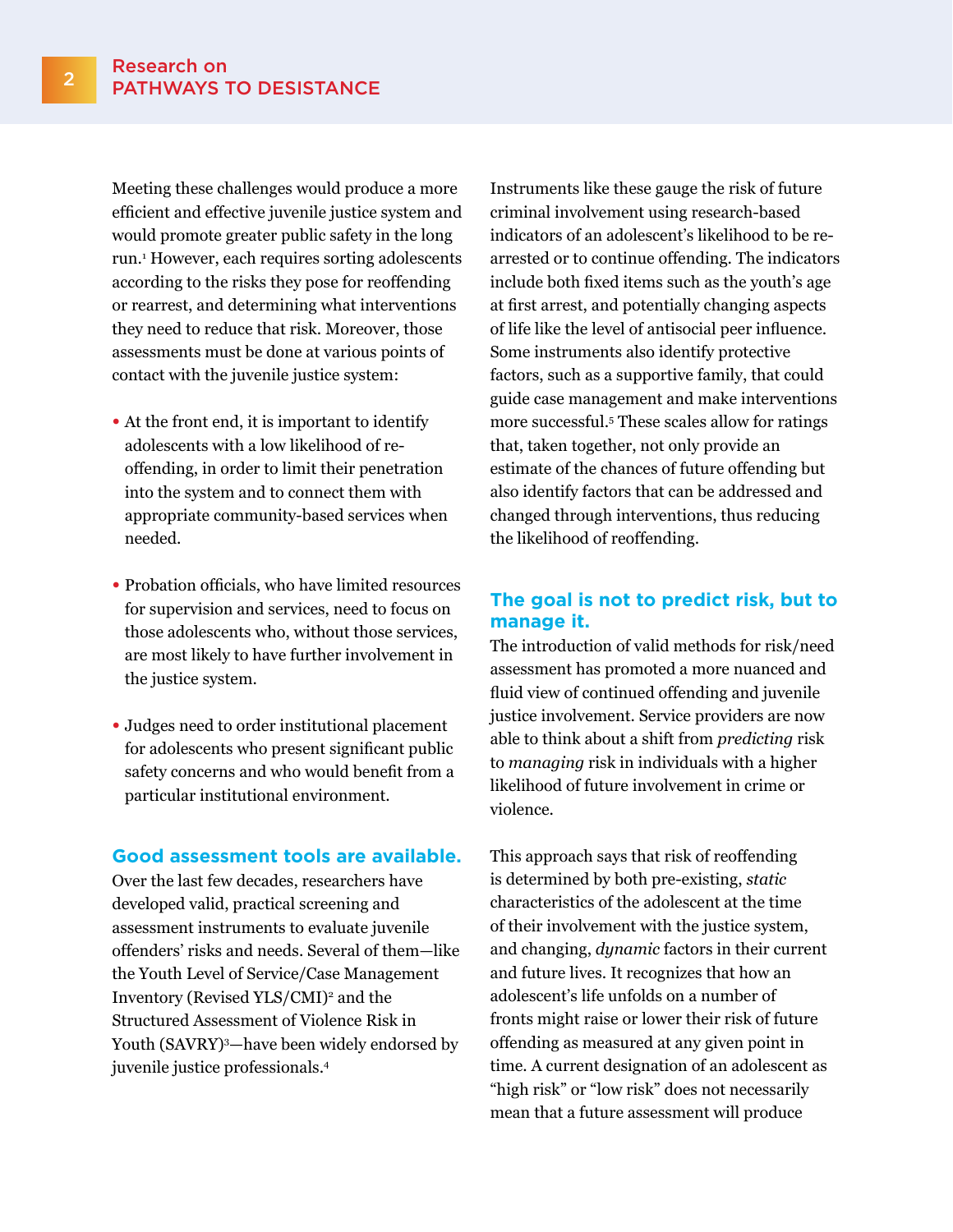Meeting these challenges would produce a more efficient and effective juvenile justice system and would promote greater public safety in the long run.[1] However, each requires sorting adolescents according to the risks they pose for reoffending or rearrest, and determining what interventions they need to reduce that risk. Moreover, those assessments must be done at various points of contact with the juvenile justice system:

- At the front end, it is important to identify adolescents with a low likelihood of re-offending, in order to limit their penetration into the system and to connect them with appropriate community-based services when needed.
- Probation officials, who have limited resources for supervision and services, need to focus on those adolescents who, without those services, are most likely to have further involvement in the justice system.
- Judges need to order institutional placement for adolescents who present significant public safety concerns and who would benefit from a particular institutional environment.

## Good assessment tools are available.

Over the last few decades, researchers have developed valid, practical screening and assessment instruments to evaluate juvenile offenders' risks and needs. Several of them—like the Youth Level of Service/Case Management Inventory (Revised YLS/CMI)[2] and the Structured Assessment of Violence Risk in Youth (SAVRY)[3]—have been widely endorsed by juvenile justice professionals.[4]

Instruments like these gauge the risk of future criminal involvement using research-based indicators of an adolescent's likelihood to be re-arrested or to continue offending. The indicators include both fixed items such as the youth's age at first arrest, and potentially changing aspects of life like the level of antisocial peer influence. Some instruments also identify protective factors, such as a supportive family, that could guide case management and make interventions more successful.[5] These scales allow for ratings that, taken together, not only provide an estimate of the chances of future offending but also identify factors that can be addressed and changed through interventions, thus reducing the likelihood of reoffending.

## The goal is not to predict risk, but to manage it.

The introduction of valid methods for risk/need assessment has promoted a more nuanced and fluid view of continued offending and juvenile justice involvement. Service providers are now able to think about a shift from *predicting* risk to *managing* risk in individuals with a higher likelihood of future involvement in crime or violence.

This approach says that risk of reoffending is determined by both pre-existing, *static* characteristics of the adolescent at the time of their involvement with the justice system, and changing, *dynamic* factors in their current and future lives. It recognizes that how an adolescent's life unfolds on a number of fronts might raise or lower their risk of future offending as measured at any given point in time. A current designation of an adolescent as "high risk" or "low risk" does not necessarily mean that a future assessment will produce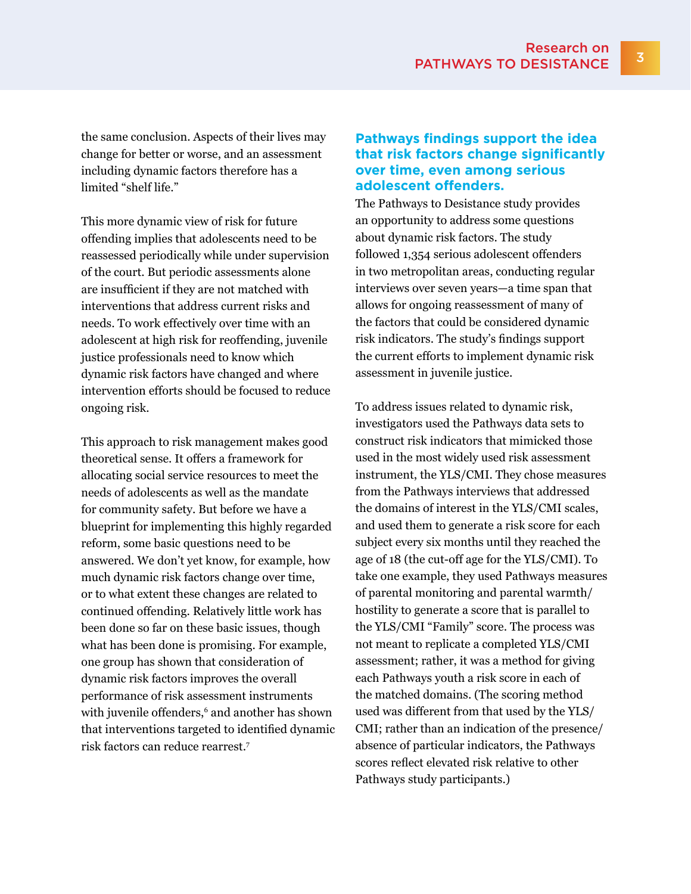the same conclusion. Aspects of their lives may change for better or worse, and an assessment including dynamic factors therefore has a limited "shelf life."

This more dynamic view of risk for future offending implies that adolescents need to be reassessed periodically while under supervision of the court. But periodic assessments alone are insufficient if they are not matched with interventions that address current risks and needs. To work effectively over time with an adolescent at high risk for reoffending, juvenile justice professionals need to know which dynamic risk factors have changed and where intervention efforts should be focused to reduce ongoing risk.

This approach to risk management makes good theoretical sense. It offers a framework for allocating social service resources to meet the needs of adolescents as well as the mandate for community safety. But before we have a blueprint for implementing this highly regarded reform, some basic questions need to be answered. We don't yet know, for example, how much dynamic risk factors change over time, or to what extent these changes are related to continued offending. Relatively little work has been done so far on these basic issues, though what has been done is promising. For example, one group has shown that consideration of dynamic risk factors improves the overall performance of risk assessment instruments with juvenile offenders,[6] and another has shown that interventions targeted to identified dynamic risk factors can reduce rearrest.[7]

## Pathways findings support the idea that risk factors change significantly over time, even among serious adolescent offenders.

The Pathways to Desistance study provides an opportunity to address some questions about dynamic risk factors. The study followed 1,354 serious adolescent offenders in two metropolitan areas, conducting regular interviews over seven years—a time span that allows for ongoing reassessment of many of the factors that could be considered dynamic risk indicators. The study's findings support the current efforts to implement dynamic risk assessment in juvenile justice.

To address issues related to dynamic risk, investigators used the Pathways data sets to construct risk indicators that mimicked those used in the most widely used risk assessment instrument, the YLS/CMI. They chose measures from the Pathways interviews that addressed the domains of interest in the YLS/CMI scales, and used them to generate a risk score for each subject every six months until they reached the age of 18 (the cut-off age for the YLS/CMI). To take one example, they used Pathways measures of parental monitoring and parental warmth/hostility to generate a score that is parallel to the YLS/CMI "Family" score. The process was not meant to replicate a completed YLS/CMI assessment; rather, it was a method for giving each Pathways youth a risk score in each of the matched domains. (The scoring method used was different from that used by the YLS/CMI; rather than an indication of the presence/absence of particular indicators, the Pathways scores reflect elevated risk relative to other Pathways study participants.)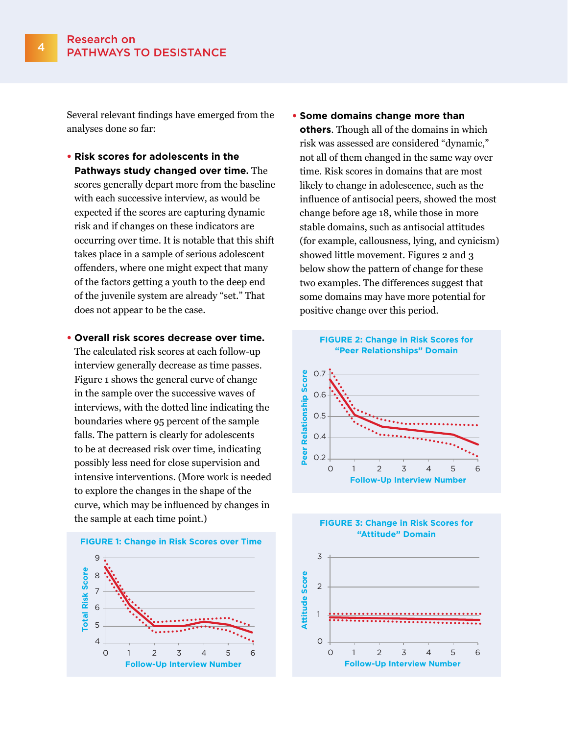Several relevant findings have emerged from the analyses done so far:

- **Risk scores for adolescents in the Pathways study changed over time.** The scores generally depart more from the baseline with each successive interview, as would be expected if the scores are capturing dynamic risk and if changes on these indicators are occurring over time. It is notable that this shift takes place in a sample of serious adolescent offenders, where one might expect that many of the factors getting a youth to the deep end of the juvenile system are already "set." That does not appear to be the case.

- **Overall risk scores decrease over time.** The calculated risk scores at each follow-up interview generally decrease as time passes. Figure 1 shows the general curve of change in the sample over the successive waves of interviews, with the dotted line indicating the boundaries where 95 percent of the sample falls. The pattern is clearly for adolescents to be at decreased risk over time, indicating possibly less need for close supervision and intensive interventions. (More work is needed to explore the changes in the shape of the curve, which may be influenced by changes in the sample at each time point.)

**FIGURE 1: Change in Risk Scores over Time**

- **Some domains change more than others**. Though all of the domains in which risk was assessed are considered "dynamic," not all of them changed in the same way over time. Risk scores in domains that are most likely to change in adolescence, such as the influence of antisocial peers, showed the most change before age 18, while those in more stable domains, such as antisocial attitudes (for example, callousness, lying, and cynicism) showed little movement. Figures 2 and 3 below show the pattern of change for these two examples. The differences suggest that some domains may have more potential for positive change over this period.

**FIGURE 2: Change in Risk Scores for "Peer Relationships" Domain**

**FIGURE 3: Change in Risk Scores for "Attitude" Domain**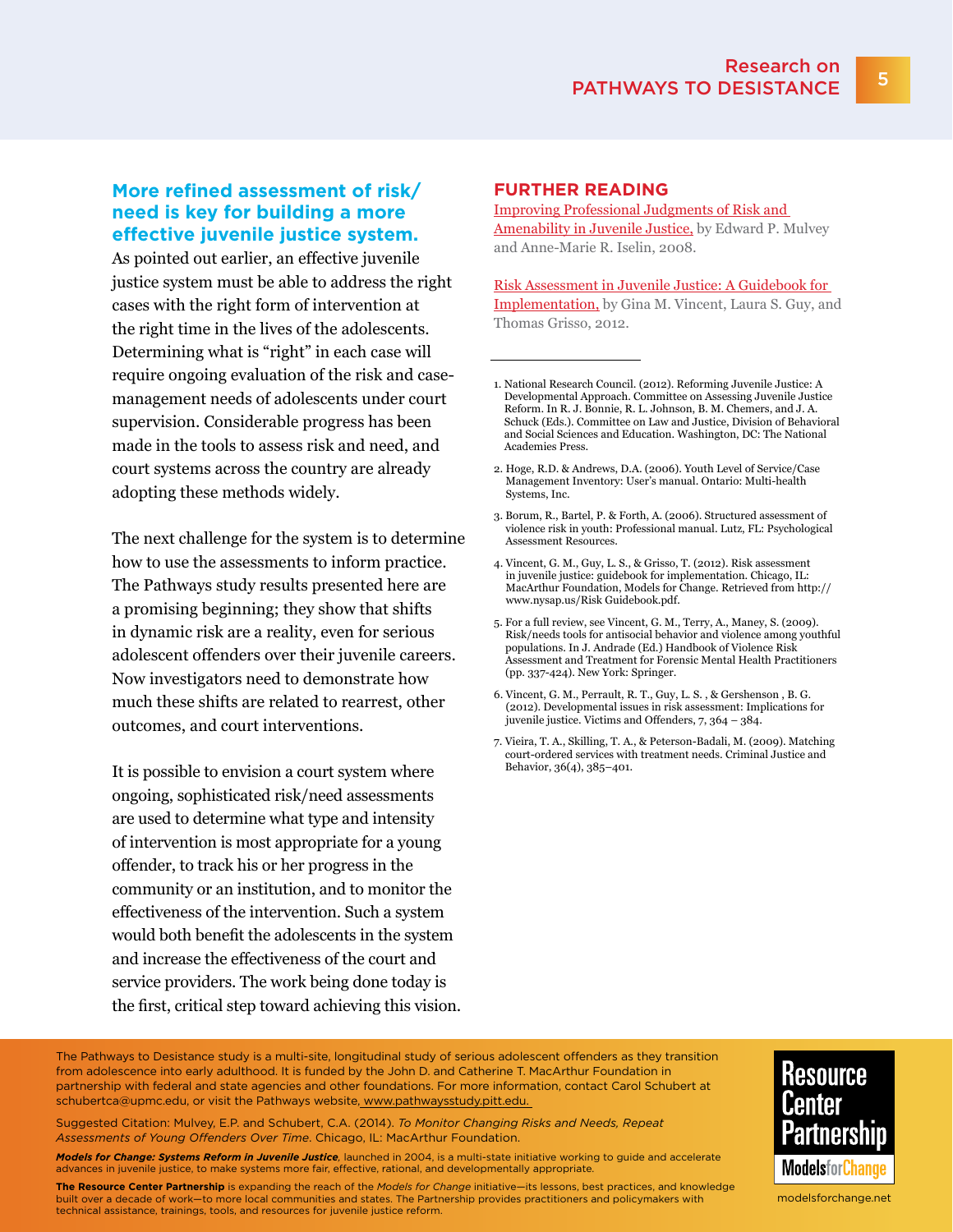### More refined assessment of risk/need is key for building a more effective juvenile justice system.

As pointed out earlier, an effective juvenile justice system must be able to address the right cases with the right form of intervention at the right time in the lives of the adolescents. Determining what is "right" in each case will require ongoing evaluation of the risk and case-management needs of adolescents under court supervision. Considerable progress has been made in the tools to assess risk and need, and court systems across the country are already adopting these methods widely.

The next challenge for the system is to determine how to use the assessments to inform practice. The Pathways study results presented here are a promising beginning; they show that shifts in dynamic risk are a reality, even for serious adolescent offenders over their juvenile careers. Now investigators need to demonstrate how much these shifts are related to rearrest, other outcomes, and court interventions.

It is possible to envision a court system where ongoing, sophisticated risk/need assessments are used to determine what type and intensity of intervention is most appropriate for a young offender, to track his or her progress in the community or an institution, and to monitor the effectiveness of the intervention. Such a system would both benefit the adolescents in the system and increase the effectiveness of the court and service providers. The work being done today is the first, critical step toward achieving this vision.

## FURTHER READING

Improving Professional Judgments of Risk and Amenability in Juvenile Justice, by Edward P. Mulvey and Anne-Marie R. Iselin, 2008.

Risk Assessment in Juvenile Justice: A Guidebook for Implementation, by Gina M. Vincent, Laura S. Guy, and Thomas Grisso, 2012.

---

1. National Research Council. (2012). Reforming Juvenile Justice: A Developmental Approach. Committee on Assessing Juvenile Justice Reform. In R. J. Bonnie, R. L. Johnson, B. M. Chemers, and J. A. Schuck (Eds.). Committee on Law and Justice, Division of Behavioral and Social Sciences and Education. Washington, DC: The National Academies Press.
2. Hoge, R.D. & Andrews, D.A. (2006). Youth Level of Service/Case Management Inventory: User's manual. Ontario: Multi-health Systems, Inc.
3. Borum, R., Bartel, P. & Forth, A. (2006). Structured assessment of violence risk in youth: Professional manual. Lutz, FL: Psychological Assessment Resources.
4. Vincent, G. M., Guy, L. S., & Grisso, T. (2012). Risk assessment in juvenile justice: guidebook for implementation. Chicago, IL: MacArthur Foundation, Models for Change. Retrieved from http://www.nysap.us/Risk Guidebook.pdf.
5. For a full review, see Vincent, G. M., Terry, A., Maney, S. (2009). Risk/needs tools for antisocial behavior and violence among youthful populations. In J. Andrade (Ed.) Handbook of Violence Risk Assessment and Treatment for Forensic Mental Health Practitioners (pp. 337-424). New York: Springer.
6. Vincent, G. M., Perrault, R. T., Guy, L. S. , & Gershenson , B. G. (2012). Developmental issues in risk assessment: Implications for juvenile justice. Victims and Offenders, 7, 364 – 384.
7. Vieira, T. A., Skilling, T. A., & Peterson-Badali, M. (2009). Matching court-ordered services with treatment needs. Criminal Justice and Behavior, 36(4), 385–401.

---

The Pathways to Desistance study is a multi-site, longitudinal study of serious adolescent offenders as they transition from adolescence into early adulthood. It is funded by the John D. and Catherine T. MacArthur Foundation in partnership with federal and state agencies and other foundations. For more information, contact Carol Schubert at schubertca@upmc.edu, or visit the Pathways website, www.pathwaysstudy.pitt.edu.

Suggested Citation: Mulvey, E.P. and Schubert, C.A. (2014). *To Monitor Changing Risks and Needs, Repeat Assessments of Young Offenders Over Time*. Chicago, IL: MacArthur Foundation.

***Models for Change: Systems Reform in Juvenile Justice***, launched in 2004, is a multi-state initiative working to guide and accelerate advances in juvenile justice, to make systems more fair, effective, rational, and developmentally appropriate.

**The Resource Center Partnership** is expanding the reach of the *Models for Change* initiative—its lessons, best practices, and knowledge built over a decade of work—to more local communities and states. The Partnership provides practitioners and policymakers with technical assistance, trainings, tools, and resources for juvenile justice reform.

Resource Center Partnership
Models for Change

modelsforchange.net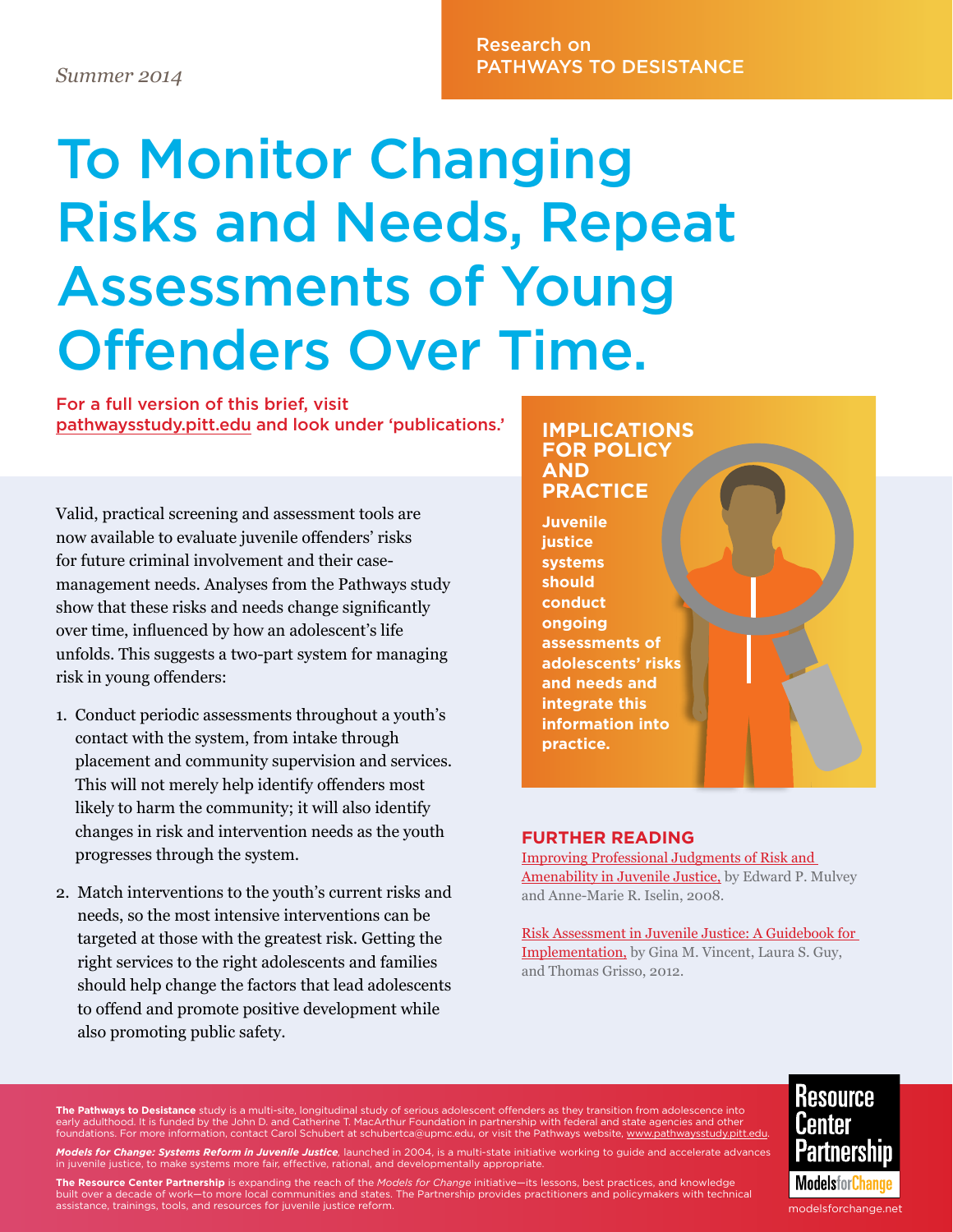Summer 2014

Research on PATHWAYS TO DESISTANCE

# To Monitor Changing Risks and Needs, Repeat Assessments of Young Offenders Over Time.

For a full version of this brief, visit pathwaysstudy.pitt.edu and look under 'publications.'

Valid, practical screening and assessment tools are now available to evaluate juvenile offenders' risks for future criminal involvement and their case-management needs. Analyses from the Pathways study show that these risks and needs change significantly over time, influenced by how an adolescent's life unfolds. This suggests a two-part system for managing risk in young offenders:

1. Conduct periodic assessments throughout a youth's contact with the system, from intake through placement and community supervision and services. This will not merely help identify offenders most likely to harm the community; it will also identify changes in risk and intervention needs as the youth progresses through the system.
2. Match interventions to the youth's current risks and needs, so the most intensive interventions can be targeted at those with the greatest risk. Getting the right services to the right adolescents and families should help change the factors that lead adolescents to offend and promote positive development while also promoting public safety.

## IMPLICATIONS FOR POLICY AND PRACTICE

**Juvenile justice systems should conduct ongoing assessments of adolescents' risks and needs and integrate this information into practice.**

## FURTHER READING

Improving Professional Judgments of Risk and Amenability in Juvenile Justice, by Edward P. Mulvey and Anne-Marie R. Iselin, 2008.

Risk Assessment in Juvenile Justice: A Guidebook for Implementation, by Gina M. Vincent, Laura S. Guy, and Thomas Grisso, 2012.

**The Pathways to Desistance** study is a multi-site, longitudinal study of serious adolescent offenders as they transition from adolescence into early adulthood. It is funded by the John D. and Catherine T. MacArthur Foundation in partnership with federal and state agencies and other foundations. For more information, contact Carol Schubert at schubertca@upmc.edu, or visit the Pathways website, www.pathwaysstudy.pitt.edu.

***Models for Change: Systems Reform in Juvenile Justice***, launched in 2004, is a multi-state initiative working to guide and accelerate advances in juvenile justice, to make systems more fair, effective, rational, and developmentally appropriate.

**The Resource Center Partnership** is expanding the reach of the *Models for Change* initiative—its lessons, best practices, and knowledge built over a decade of work—to more local communities and states. The Partnership provides practitioners and policymakers with technical assistance, trainings, tools, and resources for juvenile justice reform.

Resource Center Partnership
Models for Change
modelsforchange.net